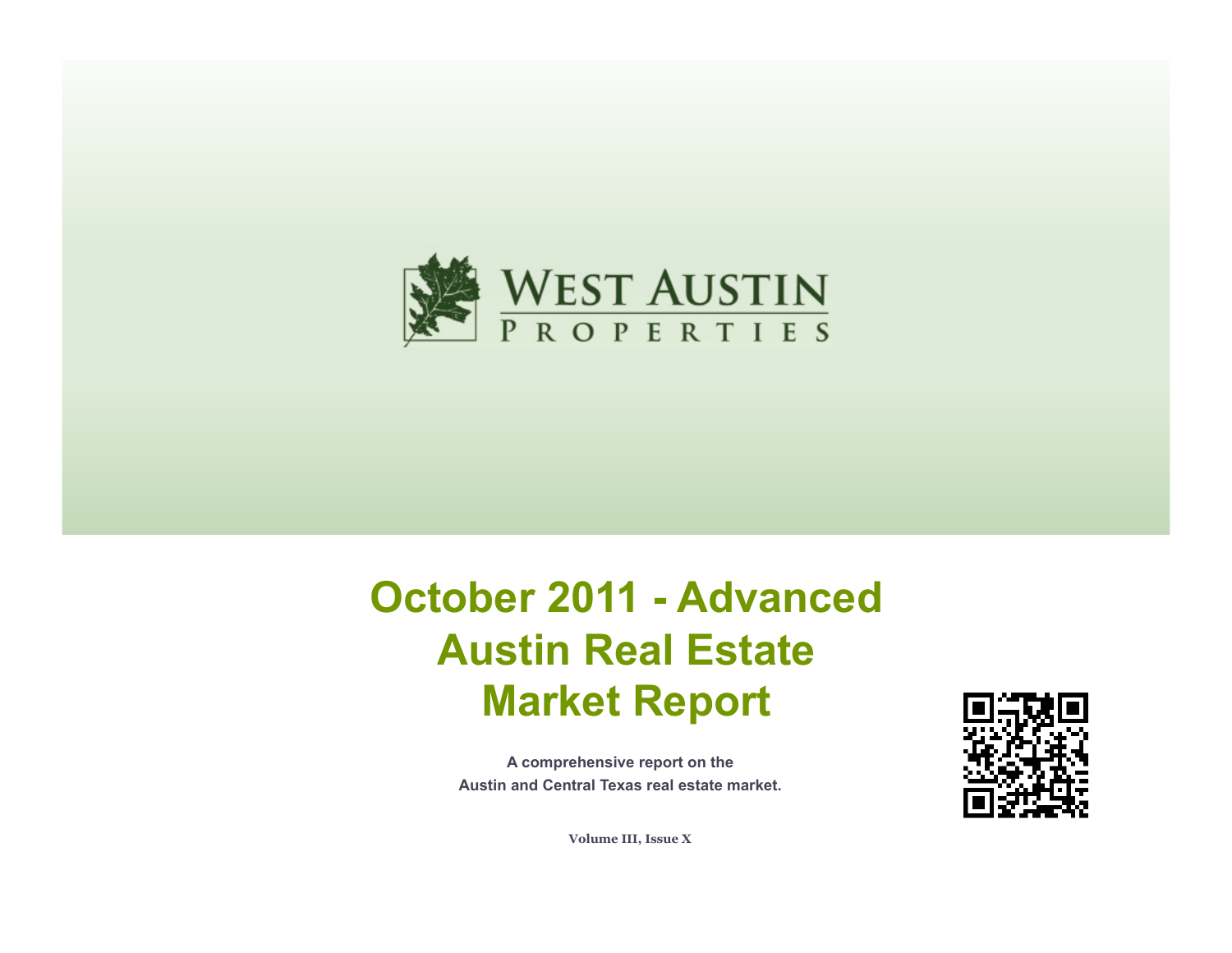WEST AUSTIN
PROPERTIES

# October 2011 - Advanced Austin Real Estate Market Report

**A comprehensive report on the Austin and Central Texas real estate market.**

**Volume III, Issue X**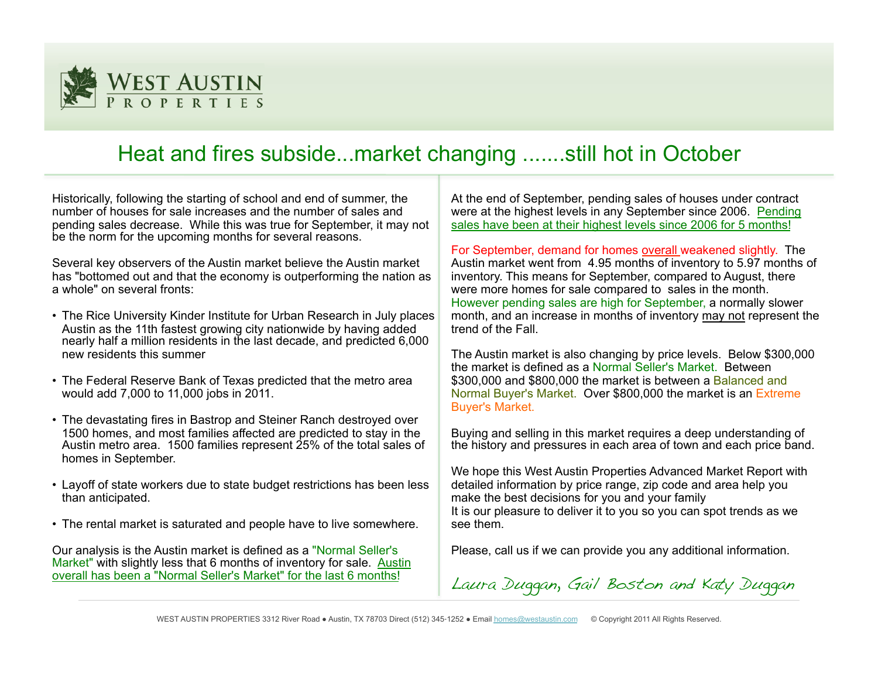# WEST AUSTIN PROPERTIES

## Heat and fires subside...market changing .......still hot in October

Historically, following the starting of school and end of summer, the number of houses for sale increases and the number of sales and pending sales decrease. While this was true for September, it may not be the norm for the upcoming months for several reasons.

Several key observers of the Austin market believe the Austin market has "bottomed out and that the economy is outperforming the nation as a whole" on several fronts:

- The Rice University Kinder Institute for Urban Research in July places Austin as the 11th fastest growing city nationwide by having added nearly half a million residents in the last decade, and predicted 6,000 new residents this summer
- The Federal Reserve Bank of Texas predicted that the metro area would add 7,000 to 11,000 jobs in 2011.
- The devastating fires in Bastrop and Steiner Ranch destroyed over 1500 homes, and most families affected are predicted to stay in the Austin metro area. 1500 families represent 25% of the total sales of homes in September.
- Layoff of state workers due to state budget restrictions has been less than anticipated.
- The rental market is saturated and people have to live somewhere.

Our analysis is the Austin market is defined as a "Normal Seller's Market" with slightly less that 6 months of inventory for sale. Austin overall has been a "Normal Seller's Market" for the last 6 months!

At the end of September, pending sales of houses under contract were at the highest levels in any September since 2006. Pending sales have been at their highest levels since 2006 for 5 months!

For September, demand for homes overall weakened slightly. The Austin market went from 4.95 months of inventory to 5.97 months of inventory. This means for September, compared to August, there were more homes for sale compared to sales in the month. However pending sales are high for September, a normally slower month, and an increase in months of inventory may not represent the trend of the Fall.

The Austin market is also changing by price levels. Below $300,000 the market is defined as a Normal Seller's Market. Between $300,000 and $800,000 the market is between a Balanced and Normal Buyer's Market. Over $800,000 the market is an Extreme Buyer's Market.

Buying and selling in this market requires a deep understanding of the history and pressures in each area of town and each price band.

We hope this West Austin Properties Advanced Market Report with detailed information by price range, zip code and area help you make the best decisions for you and your family
It is our pleasure to deliver it to you so you can spot trends as we see them.

Please, call us if we can provide you any additional information.

*Laura Duggan, Gail Boston and Katy Duggan*

WEST AUSTIN PROPERTIES 3312 River Road ● Austin, TX 78703 Direct (512) 345-1252 ● Email homes@westaustin.com © Copyright 2011 All Rights Reserved.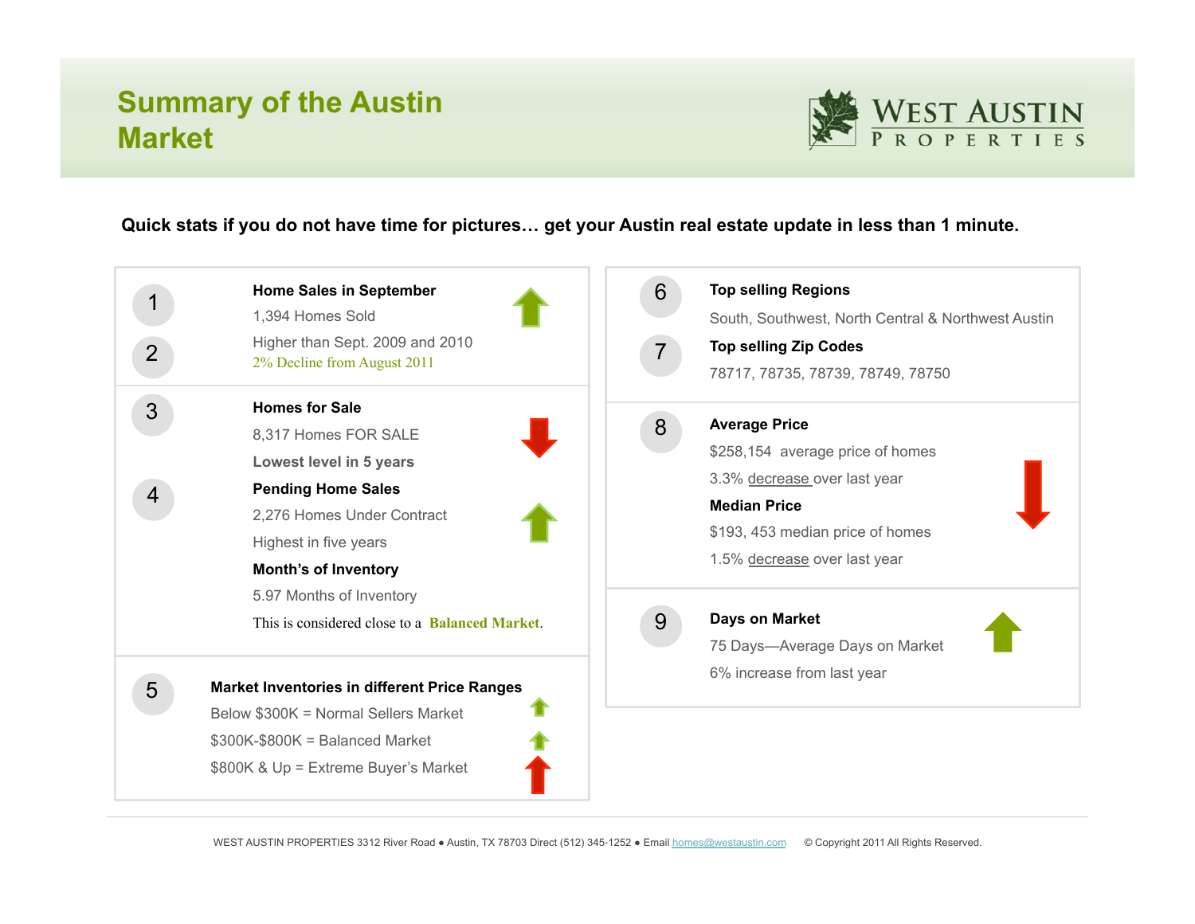# Summary of the Austin Market

West Austin Properties

**Quick stats if you do not have time for pictures… get your Austin real estate update in less than 1 minute.**

1. **Home Sales in September**

   1,394 Homes Sold

2. Higher than Sept. 2009 and 2010

   2% Decline from August 2011

3. **Homes for Sale**

   8,317 Homes FOR SALE

   **Lowest level in 5 years**

4. **Pending Home Sales**

   2,276 Homes Under Contract

   Highest in five years

   **Month's of Inventory**

   5.97 Months of Inventory

   This is considered close to a **Balanced Market**.

5. **Market Inventories in different Price Ranges**

   Below $300K = Normal Sellers Market

   $300K-$800K = Balanced Market

   $800K & Up = Extreme Buyer's Market

6. **Top selling Regions**

   South, Southwest, North Central & Northwest Austin

7. **Top selling Zip Codes**

   78717, 78735, 78739, 78749, 78750

8. **Average Price**

   $258,154 average price of homes

   3.3% decrease over last year

   **Median Price**

   $193, 453 median price of homes

   1.5% decrease over last year

9. **Days on Market**

   75 Days—Average Days on Market

   6% increase from last year

WEST AUSTIN PROPERTIES 3312 River Road ● Austin, TX 78703 Direct (512) 345-1252 ● Email homes@westaustin.com © Copyright 2011 All Rights Reserved.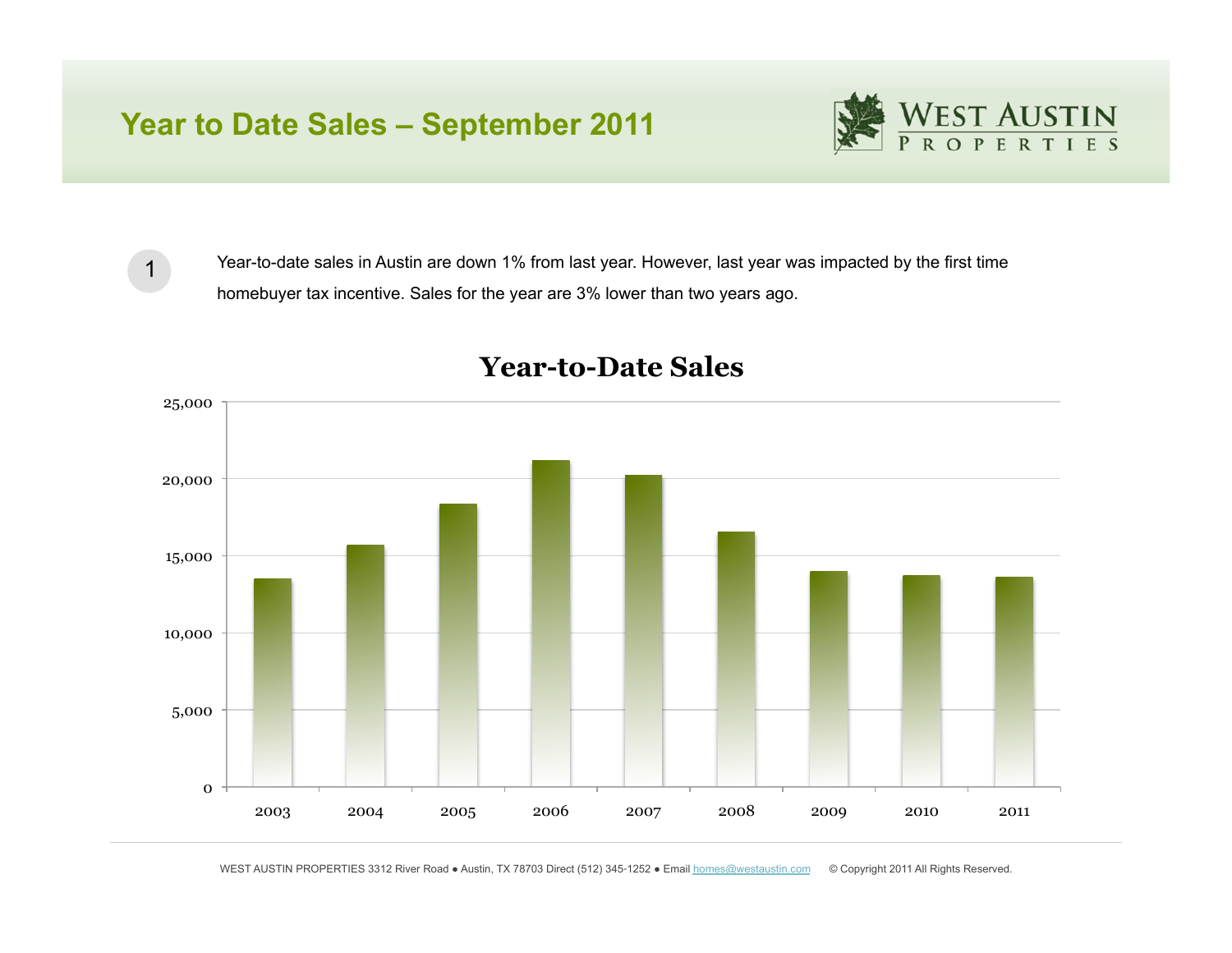# Year to Date Sales – September 2011

1

Year-to-date sales in Austin are down 1% from last year. However, last year was impacted by the first time homebuyer tax incentive. Sales for the year are 3% lower than two years ago.

## Year-to-Date Sales

25,000

20,000

15,000

10,000

5,000

0

2003 2004 2005 2006 2007 2008 2009 2010 2011

WEST AUSTIN PROPERTIES 3312 River Road ● Austin, TX 78703 Direct (512) 345-1252 ● Email homes@westaustin.com © Copyright 2011 All Rights Reserved.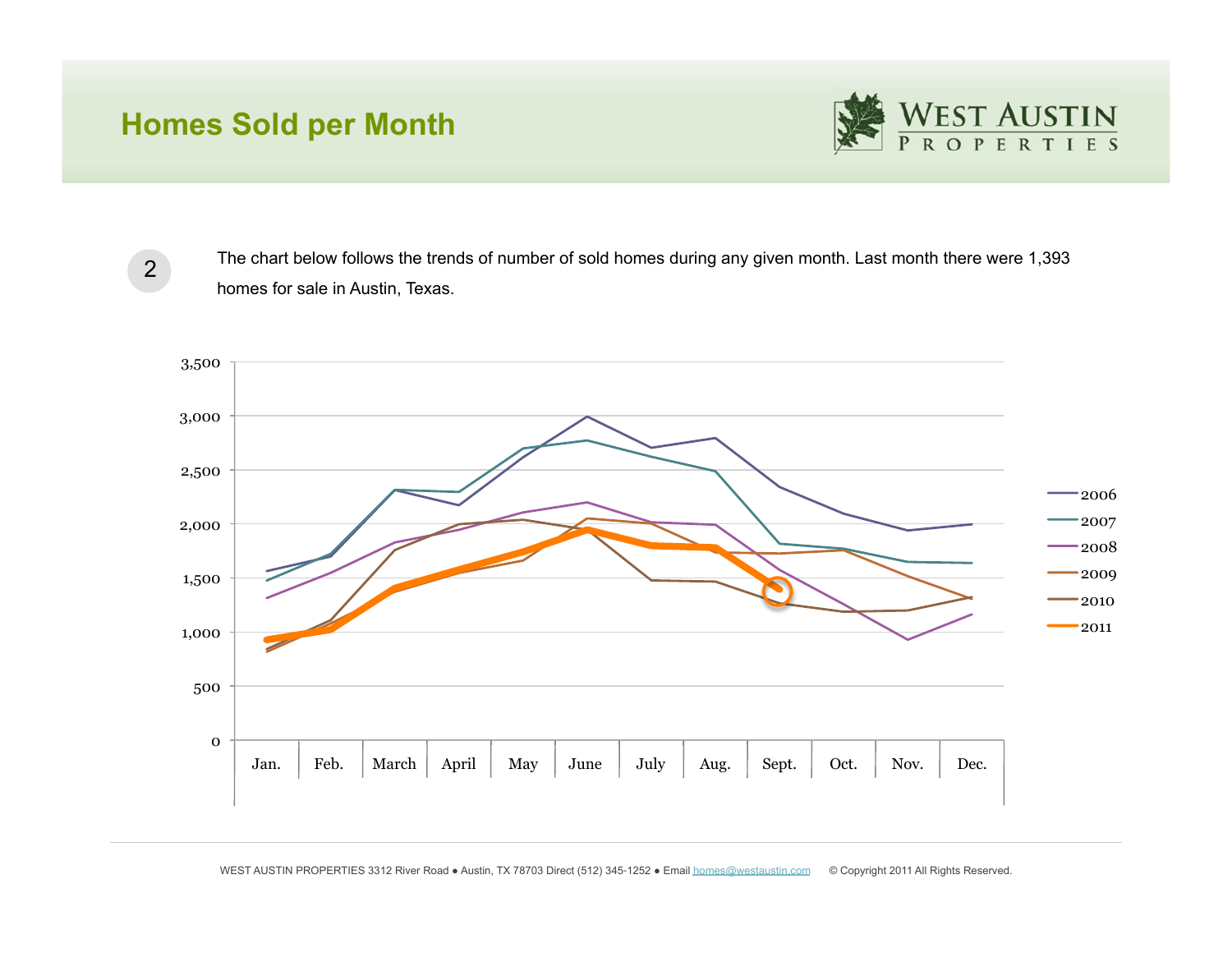# Homes Sold per Month

WEST AUSTIN PROPERTIES

2

The chart below follows the trends of number of sold homes during any given month. Last month there were 1,393 homes for sale in Austin, Texas.

WEST AUSTIN PROPERTIES 3312 River Road ● Austin, TX 78703 Direct (512) 345-1252 ● Email homes@westaustin.com © Copyright 2011 All Rights Reserved.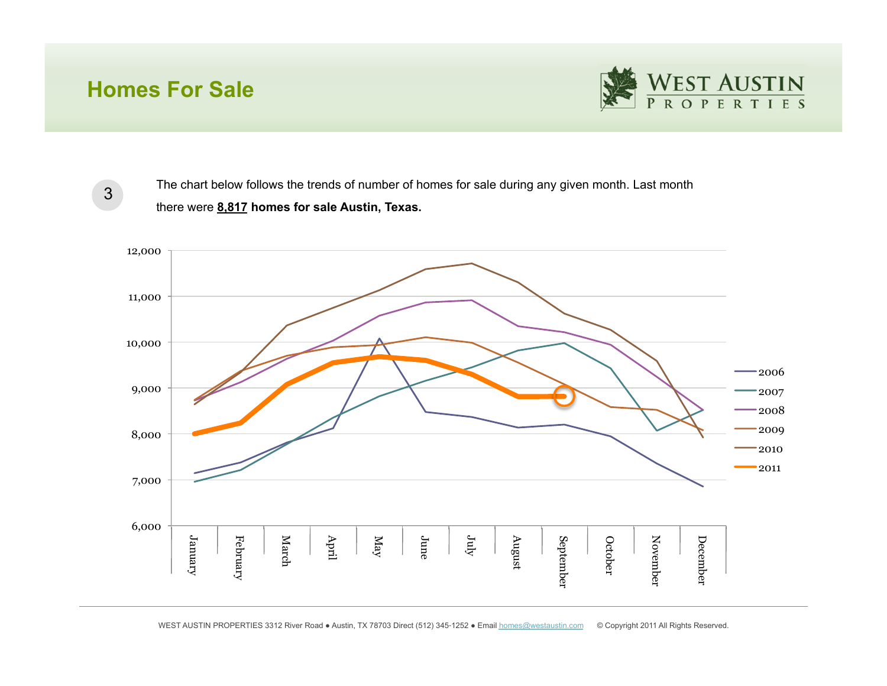# Homes For Sale

3

The chart below follows the trends of number of homes for sale during any given month. Last month there were **8,817 homes for sale Austin, Texas.**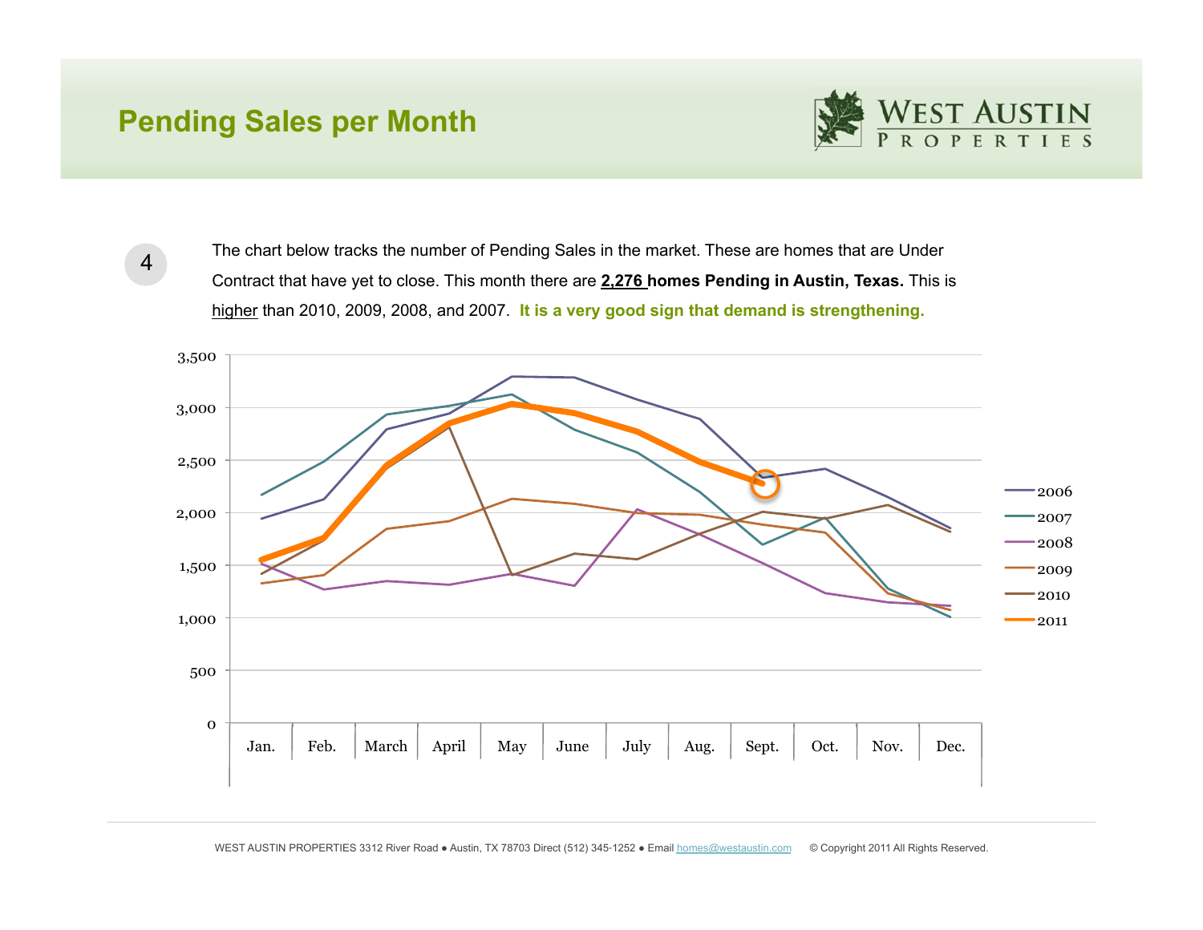# Pending Sales per Month

WEST AUSTIN PROPERTIES

4

The chart below tracks the number of Pending Sales in the market. These are homes that are Under Contract that have yet to close. This month there are **2,276 homes Pending in Austin, Texas.** This is higher than 2010, 2009, 2008, and 2007. **It is a very good sign that demand is strengthening.**

WEST AUSTIN PROPERTIES 3312 River Road ● Austin, TX 78703 Direct (512) 345-1252 ● Email homes@westaustin.com © Copyright 2011 All Rights Reserved.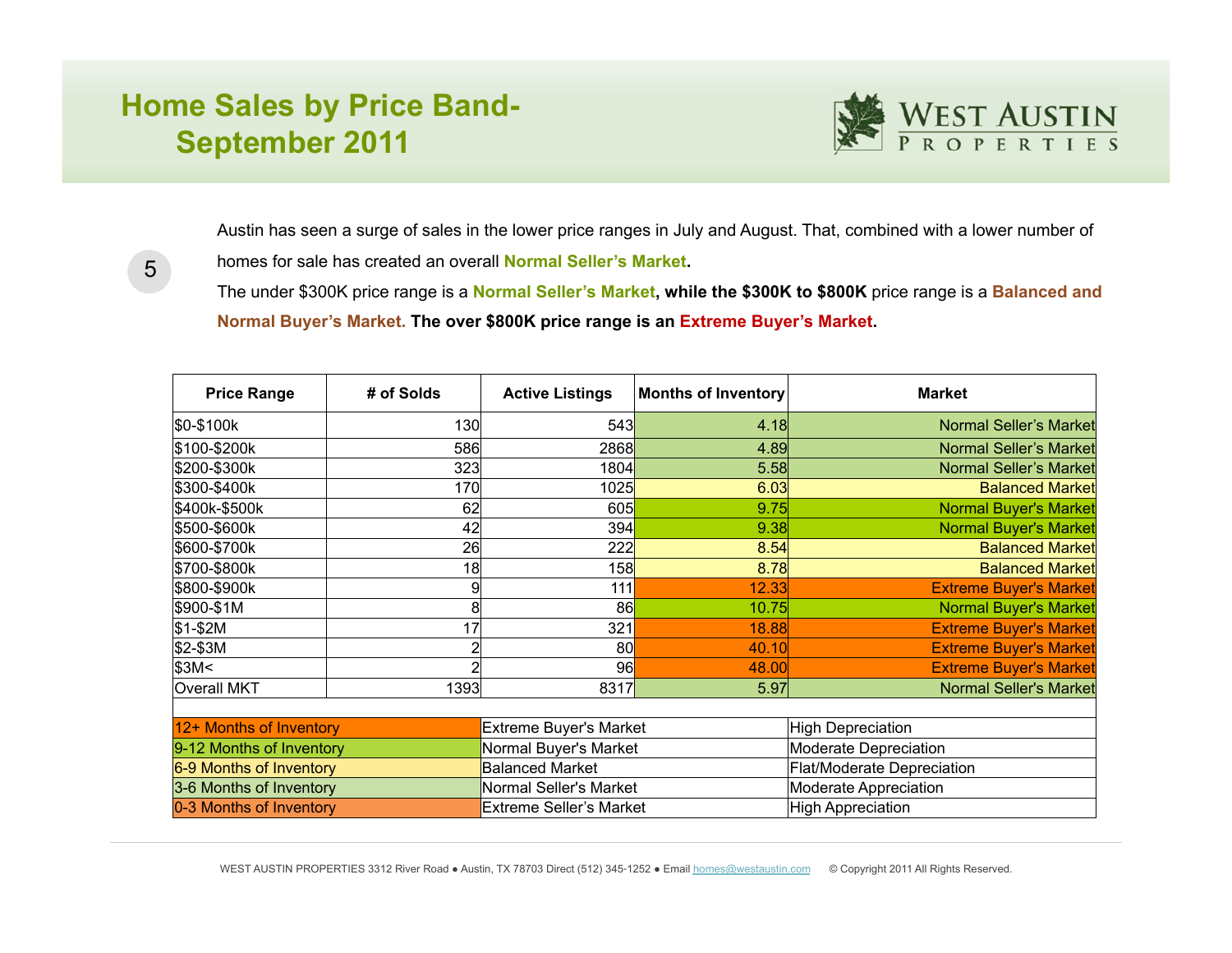# Home Sales by Price Band- September 2011

Austin has seen a surge of sales in the lower price ranges in July and August. That, combined with a lower number of homes for sale has created an overall **Normal Seller's Market**.

The under $300K price range is a **Normal Seller's Market**, **while the $300K to $800K** price range is a **Balanced and Normal Buyer's Market. The over $800K price range is an Extreme Buyer's Market.**

| Price Range | # of Solds | Active Listings | Months of Inventory | Market |
|---|---|---|---|---|
| $0-$100k | 130 | 543 | 4.18 | Normal Seller's Market |
| $100-$200k | 586 | 2868 | 4.89 | Normal Seller's Market |
| $200-$300k | 323 | 1804 | 5.58 | Normal Seller's Market |
| $300-$400k | 170 | 1025 | 6.03 | Balanced Market |
| $400k-$500k | 62 | 605 | 9.75 | Normal Buyer's Market |
| $500-$600k | 42 | 394 | 9.38 | Normal Buyer's Market |
| $600-$700k | 26 | 222 | 8.54 | Balanced Market |
| $700-$800k | 18 | 158 | 8.78 | Balanced Market |
| $800-$900k | 9 | 111 | 12.33 | Extreme Buyer's Market |
| $900-$1M | 8 | 86 | 10.75 | Normal Buyer's Market |
| $1-$2M | 17 | 321 | 18.88 | Extreme Buyer's Market |
| $2-$3M | 2 | 80 | 40.10 | Extreme Buyer's Market |
| $3M< | 2 | 96 | 48.00 | Extreme Buyer's Market |
| Overall MKT | 1393 | 8317 | 5.97 | Normal Seller's Market |

| Months of Inventory | Market | Appreciation |
|---|---|---|
| 12+ Months of Inventory | Extreme Buyer's Market | High Depreciation |
| 9-12 Months of Inventory | Normal Buyer's Market | Moderate Depreciation |
| 6-9 Months of Inventory | Balanced Market | Flat/Moderate Depreciation |
| 3-6 Months of Inventory | Normal Seller's Market | Moderate Appreciation |
| 0-3 Months of Inventory | Extreme Seller's Market | High Appreciation |

WEST AUSTIN PROPERTIES 3312 River Road ● Austin, TX 78703 Direct (512) 345-1252 ● Email homes@westaustin.com © Copyright 2011 All Rights Reserved.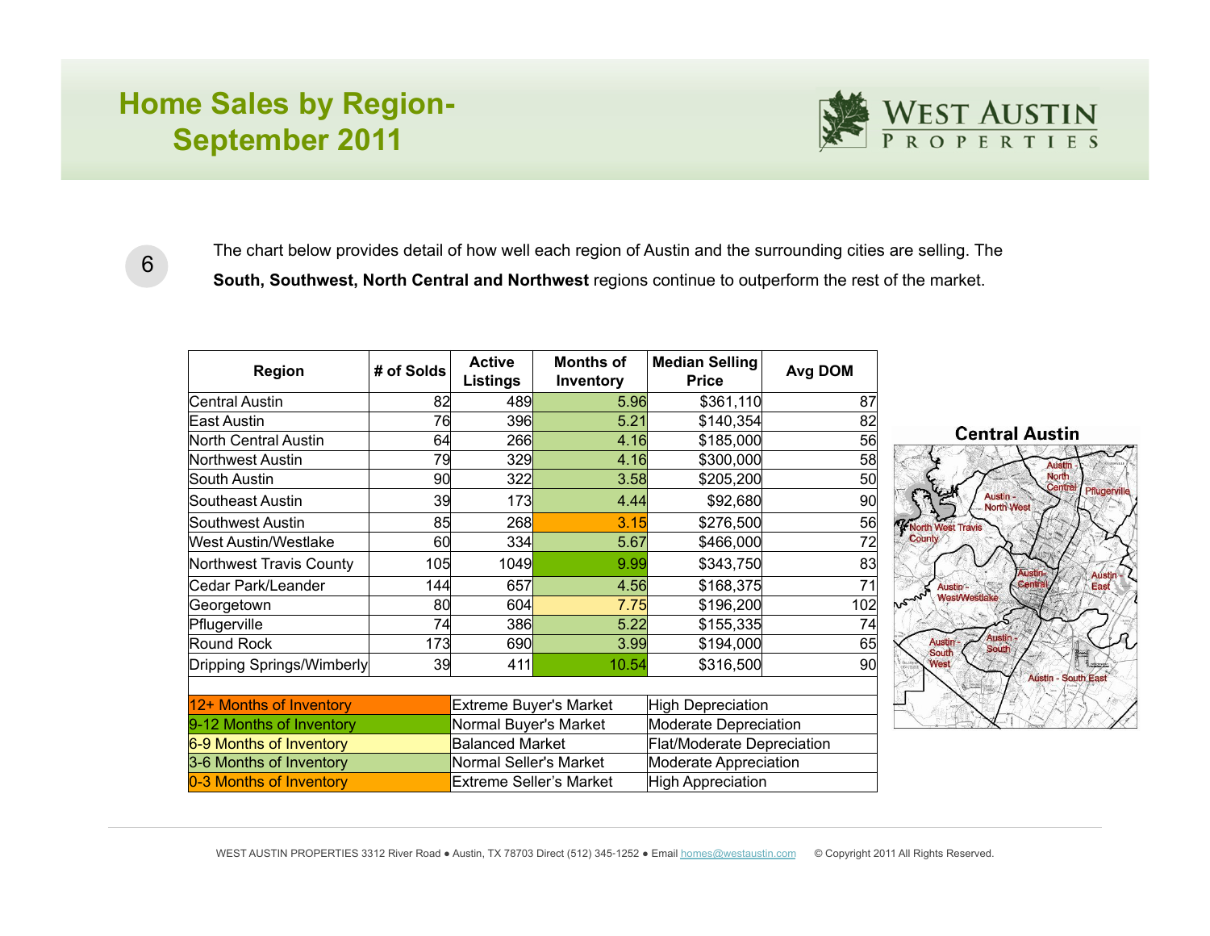# Home Sales by Region- September 2011

WEST AUSTIN PROPERTIES

6

The chart below provides detail of how well each region of Austin and the surrounding cities are selling. The **South, Southwest, North Central and Northwest** regions continue to outperform the rest of the market.

| Region | # of Solds | Active Listings | Months of Inventory | Median Selling Price | Avg DOM |
|---|---|---|---|---|---|
| Central Austin | 82 | 489 | 5.96 | $361,110 | 87 |
| East Austin | 76 | 396 | 5.21 | $140,354 | 82 |
| North Central Austin | 64 | 266 | 4.16 | $185,000 | 56 |
| Northwest Austin | 79 | 329 | 4.16 | $300,000 | 58 |
| South Austin | 90 | 322 | 3.58 | $205,200 | 50 |
| Southeast Austin | 39 | 173 | 4.44 | $92,680 | 90 |
| Southwest Austin | 85 | 268 | 3.15 | $276,500 | 56 |
| West Austin/Westlake | 60 | 334 | 5.67 | $466,000 | 72 |
| Northwest Travis County | 105 | 1049 | 9.99 | $343,750 | 83 |
| Cedar Park/Leander | 144 | 657 | 4.56 | $168,375 | 71 |
| Georgetown | 80 | 604 | 7.75 | $196,200 | 102 |
| Pflugerville | 74 | 386 | 5.22 | $155,335 | 74 |
| Round Rock | 173 | 690 | 3.99 | $194,000 | 65 |
| Dripping Springs/Wimberly | 39 | 411 | 10.54 | $316,500 | 90 |

| Months of Inventory | Market | Trend |
|---|---|---|
| 12+ Months of Inventory | Extreme Buyer's Market | High Depreciation |
| 9-12 Months of Inventory | Normal Buyer's Market | Moderate Depreciation |
| 6-9 Months of Inventory | Balanced Market | Flat/Moderate Depreciation |
| 3-6 Months of Inventory | Normal Seller's Market | Moderate Appreciation |
| 0-3 Months of Inventory | Extreme Seller's Market | High Appreciation |

**Central Austin**

Austin - North Central, Pflugerville, Austin - North West, North West Travis County, Austin - Central, Austin - East, Austin - West/Westlake, Austin - South, Austin - South West, Austin - South East

WEST AUSTIN PROPERTIES 3312 River Road ● Austin, TX 78703 Direct (512) 345-1252 ● Email homes@westaustin.com © Copyright 2011 All Rights Reserved.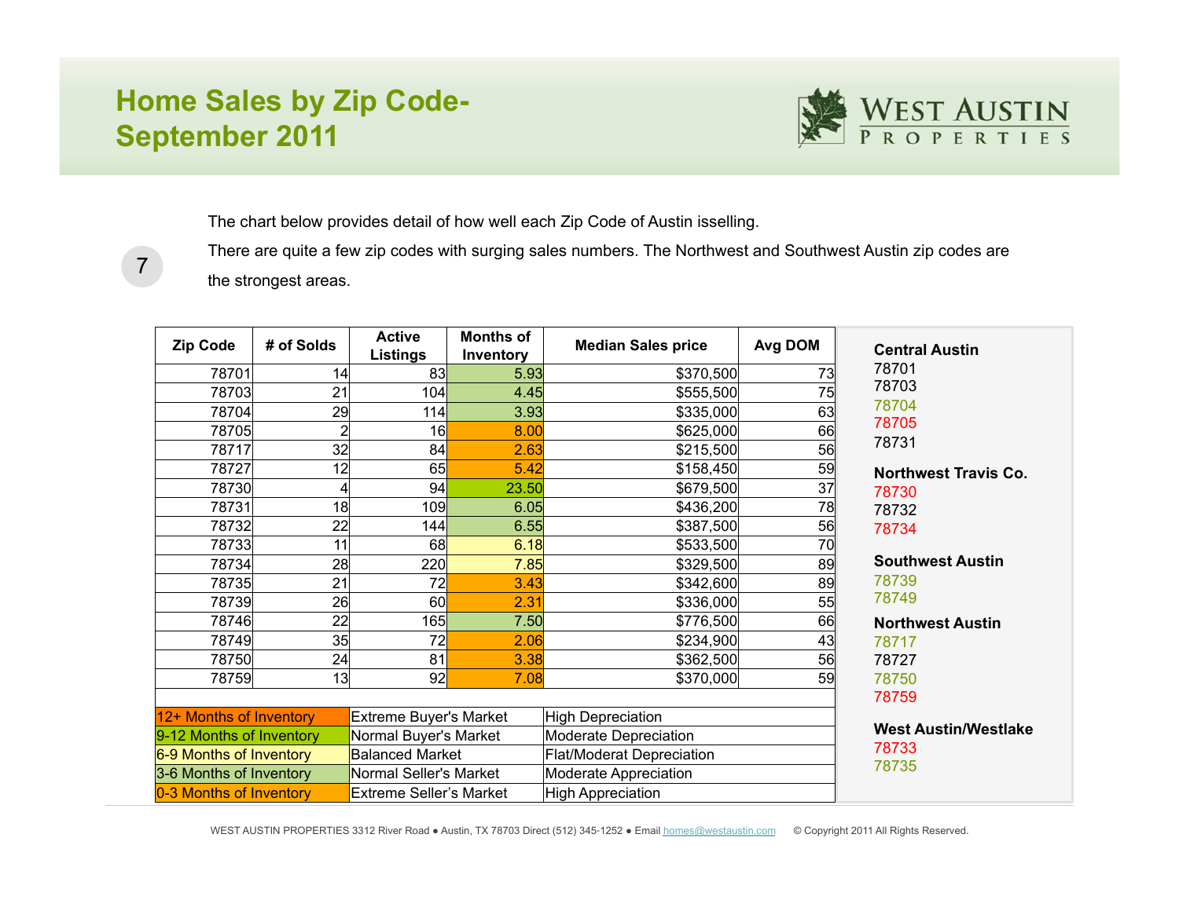# Home Sales by Zip Code- September 2011

The chart below provides detail of how well each Zip Code of Austin isselling.

There are quite a few zip codes with surging sales numbers. The Northwest and Southwest Austin zip codes are the strongest areas.

| Zip Code | # of Solds | Active Listings | Months of Inventory | Median Sales price | Avg DOM |
|---|---|---|---|---|---|
| 78701 | 14 | 83 | 5.93 | $370,500 | 73 |
| 78703 | 21 | 104 | 4.45 | $555,500 | 75 |
| 78704 | 29 | 114 | 3.93 | $335,000 | 63 |
| 78705 | 2 | 16 | 8.00 | $625,000 | 66 |
| 78717 | 32 | 84 | 2.63 | $215,500 | 56 |
| 78727 | 12 | 65 | 5.42 | $158,450 | 59 |
| 78730 | 4 | 94 | 23.50 | $679,500 | 37 |
| 78731 | 18 | 109 | 6.05 | $436,200 | 78 |
| 78732 | 22 | 144 | 6.55 | $387,500 | 56 |
| 78733 | 11 | 68 | 6.18 | $533,500 | 70 |
| 78734 | 28 | 220 | 7.85 | $329,500 | 89 |
| 78735 | 21 | 72 | 3.43 | $342,600 | 89 |
| 78739 | 26 | 60 | 2.31 | $336,000 | 55 |
| 78746 | 22 | 165 | 7.50 | $776,500 | 66 |
| 78749 | 35 | 72 | 2.06 | $234,900 | 43 |
| 78750 | 24 | 81 | 3.38 | $362,500 | 56 |
| 78759 | 13 | 92 | 7.08 | $370,000 | 59 |

| Months of Inventory | Market | Appreciation |
|---|---|---|
| 12+ Months of Inventory | Extreme Buyer's Market | High Depreciation |
| 9-12 Months of Inventory | Normal Buyer's Market | Moderate Depreciation |
| 6-9 Months of Inventory | Balanced Market | Flat/Moderat Depreciation |
| 3-6 Months of Inventory | Normal Seller's Market | Moderate Appreciation |
| 0-3 Months of Inventory | Extreme Seller's Market | High Appreciation |

**Central Austin**
78701
78703
78704
78705
78731

**Northwest Travis Co.**
78730
78732
78734

**Southwest Austin**
78739
78749

**Northwest Austin**
78717
78727
78750
78759

**West Austin/Westlake**
78733
78735

WEST AUSTIN PROPERTIES 3312 River Road ● Austin, TX 78703 Direct (512) 345-1252 ● Email homes@westaustin.com © Copyright 2011 All Rights Reserved.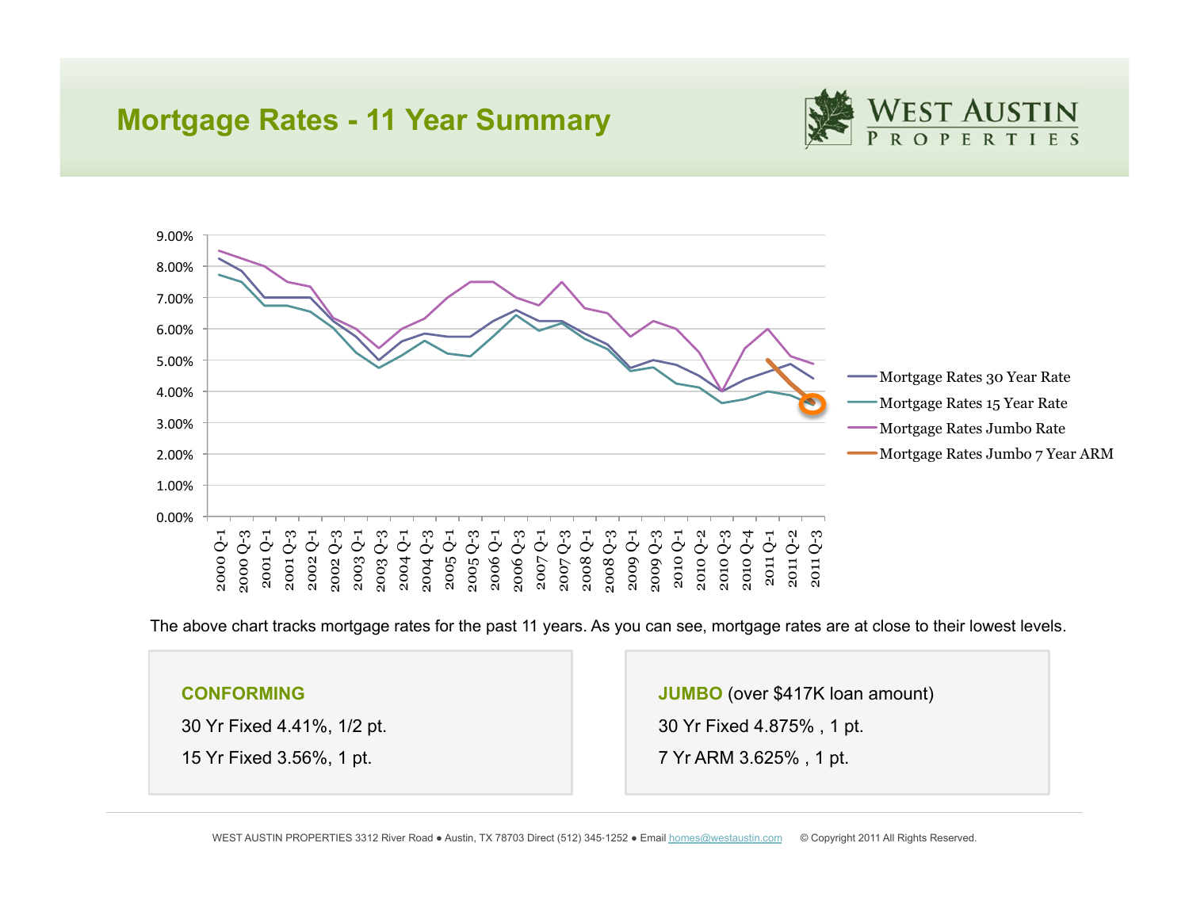# Mortgage Rates - 11 Year Summary

The above chart tracks mortgage rates for the past 11 years. As you can see, mortgage rates are at close to their lowest levels.

**CONFORMING**

30 Yr Fixed 4.41%, 1/2 pt.

15 Yr Fixed 3.56%, 1 pt.

**JUMBO** (over $417K loan amount)

30 Yr Fixed 4.875% , 1 pt.

7 Yr ARM 3.625% , 1 pt.

WEST AUSTIN PROPERTIES 3312 River Road ● Austin, TX 78703 Direct (512) 345-1252 ● Email homes@westaustin.com © Copyright 2011 All Rights Reserved.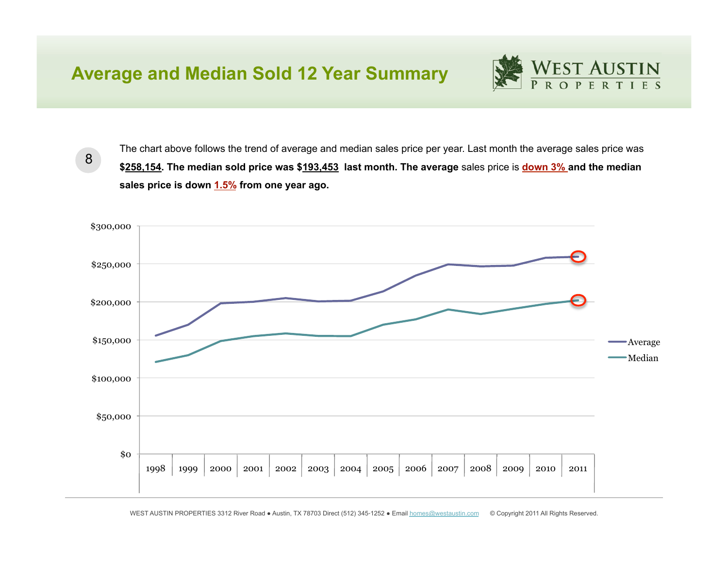## Average and Median Sold 12 Year Summary

8

The chart above follows the trend of average and median sales price per year. Last month the average sales price was **$258,154. The median sold price was $193,453 last month. The average** sales price is **down 3%** **and the median sales price is down 1.5% from one year ago.**

WEST AUSTIN PROPERTIES 3312 River Road ● Austin, TX 78703 Direct (512) 345-1252 ● Email homes@westaustin.com © Copyright 2011 All Rights Reserved.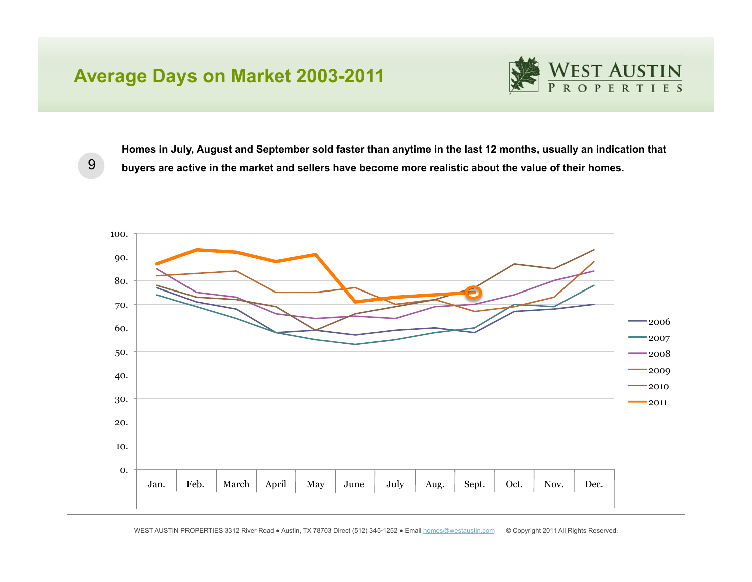# Average Days on Market 2003-2011

WEST AUSTIN PROPERTIES

9

**Homes in July, August and September sold faster than anytime in the last 12 months, usually an indication that buyers are active in the market and sellers have become more realistic about the value of their homes.**

WEST AUSTIN PROPERTIES 3312 River Road ● Austin, TX 78703 Direct (512) 345-1252 ● Email homes@westaustin.com © Copyright 2011 All Rights Reserved.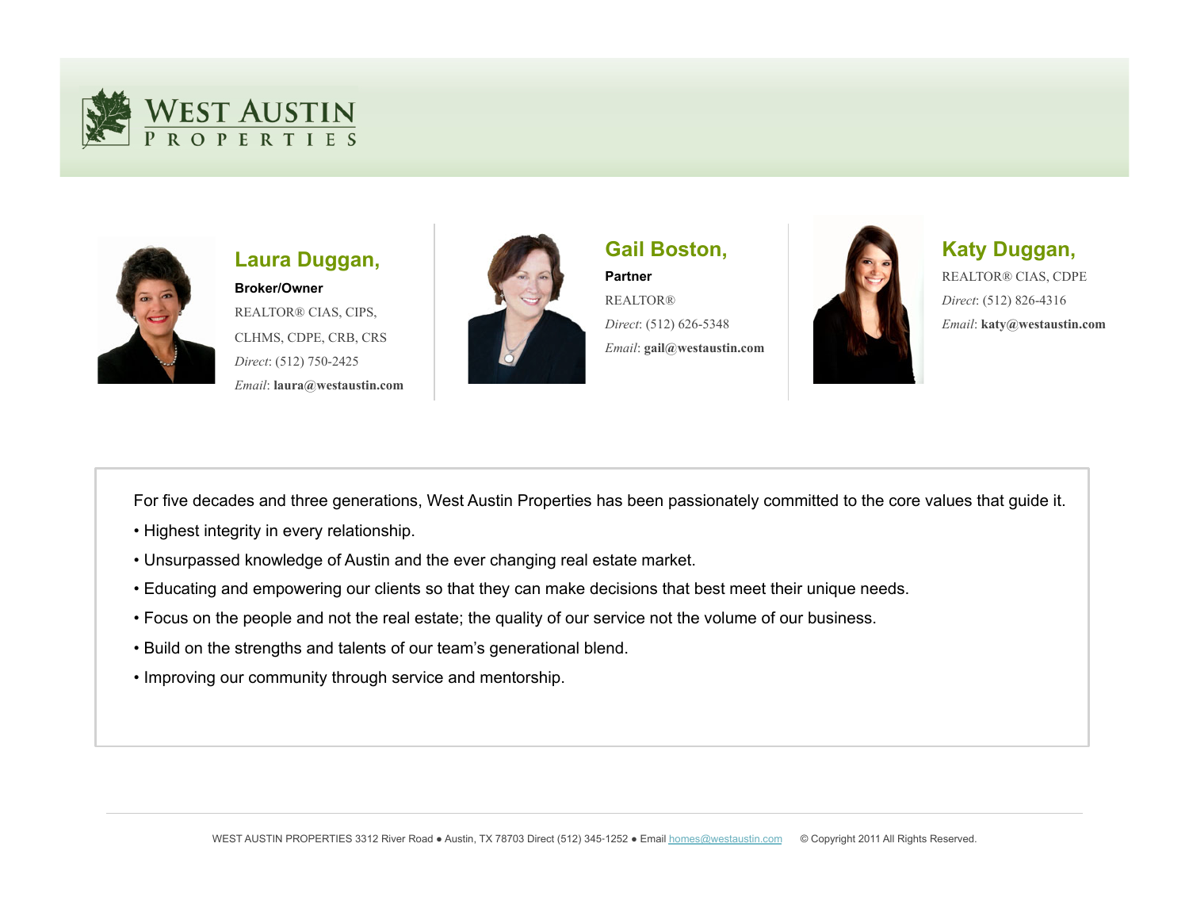WEST AUSTIN PROPERTIES

**Laura Duggan,**

**Broker/Owner**

REALTOR® CIAS, CIPS, CLHMS, CDPE, CRB, CRS

*Direct*: (512) 750-2425

*Email*: **laura@westaustin.com**

**Gail Boston,**

**Partner**

REALTOR®

*Direct*: (512) 626-5348

*Email*: **gail@westaustin.com**

**Katy Duggan,**

REALTOR® CIAS, CDPE

*Direct*: (512) 826-4316

*Email*: **katy@westaustin.com**

For five decades and three generations, West Austin Properties has been passionately committed to the core values that guide it.

- Highest integrity in every relationship.
- Unsurpassed knowledge of Austin and the ever changing real estate market.
- Educating and empowering our clients so that they can make decisions that best meet their unique needs.
- Focus on the people and not the real estate; the quality of our service not the volume of our business.
- Build on the strengths and talents of our team's generational blend.
- Improving our community through service and mentorship.

WEST AUSTIN PROPERTIES 3312 River Road ● Austin, TX 78703 Direct (512) 345-1252 ● Email homes@westaustin.com © Copyright 2011 All Rights Reserved.